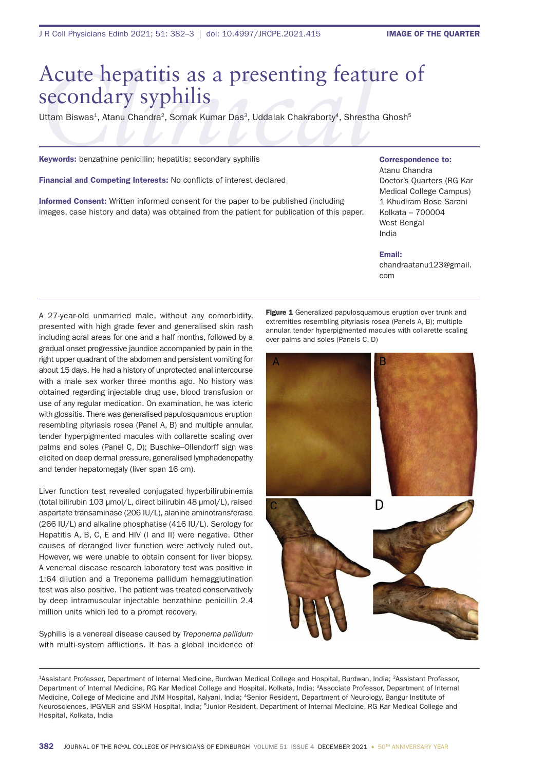# Acute hepatitis as a presenting feature of secondary syphilis

Uttam Biswas[1], Atanu Chandra[2], Somak Kumar Das[3], Uddalak Chakraborty[4], Shrestha Ghosh[5]

**Keywords:** benzathine penicillin; hepatitis; secondary syphilis

**Financial and Competing Interests:** No conflicts of interest declared

**Informed Consent:** Written informed consent for the paper to be published (including images, case history and data) was obtained from the patient for publication of this paper.

**Correspondence to:**
Atanu Chandra
Doctor's Quarters (RG Kar Medical College Campus)
1 Khudiram Bose Sarani
Kolkata – 700004
West Bengal
India

**Email:**
chandraatanu123@gmail.com

A 27-year-old unmarried male, without any comorbidity, presented with high grade fever and generalised skin rash including acral areas for one and a half months, followed by a gradual onset progressive jaundice accompanied by pain in the right upper quadrant of the abdomen and persistent vomiting for about 15 days. He had a history of unprotected anal intercourse with a male sex worker three months ago. No history was obtained regarding injectable drug use, blood transfusion or use of any regular medication. On examination, he was icteric with glossitis. There was generalised papulosquamous eruption resembling pityriasis rosea (Panel A, B) and multiple annular, tender hyperpigmented macules with collarette scaling over palms and soles (Panel C, D); Buschke–Ollendorff sign was elicited on deep dermal pressure, generalised lymphadenopathy and tender hepatomegaly (liver span 16 cm).

Liver function test revealed conjugated hyperbilirubinemia (total bilirubin 103 μmol/L, direct bilirubin 48 μmol/L), raised aspartate transaminase (206 IU/L), alanine aminotransferase (266 IU/L) and alkaline phosphatise (416 IU/L). Serology for Hepatitis A, B, C, E and HIV (I and II) were negative. Other causes of deranged liver function were actively ruled out. However, we were unable to obtain consent for liver biopsy. A venereal disease research laboratory test was positive in 1:64 dilution and a Treponema pallidum hemagglutination test was also positive. The patient was treated conservatively by deep intramuscular injectable benzathine penicillin 2.4 million units which led to a prompt recovery.

**Figure 1** Generalized papulosquamous eruption over trunk and extremities resembling pityriasis rosea (Panels A, B); multiple annular, tender hyperpigmented macules with collarette scaling over palms and soles (Panels C, D)

Syphilis is a venereal disease caused by *Treponema pallidum* with multi-system afflictions. It has a global incidence of

[1]Assistant Professor, Department of Internal Medicine, Burdwan Medical College and Hospital, Burdwan, India; [2]Assistant Professor, Department of Internal Medicine, RG Kar Medical College and Hospital, Kolkata, India; [3]Associate Professor, Department of Internal Medicine, College of Medicine and JNM Hospital, Kalyani, India; [4]Senior Resident, Department of Neurology, Bangur Institute of Neurosciences, IPGMER and SSKM Hospital, India; [5]Junior Resident, Department of Internal Medicine, RG Kar Medical College and Hospital, Kolkata, India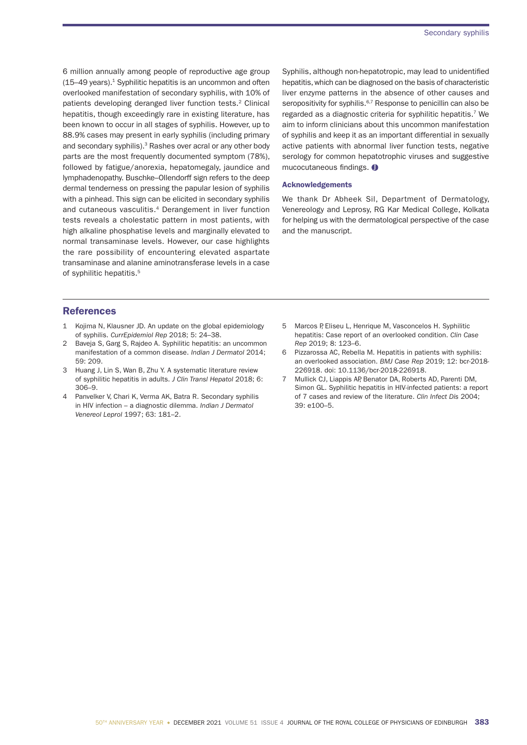6 million annually among people of reproductive age group (15–49 years).[1] Syphilitic hepatitis is an uncommon and often overlooked manifestation of secondary syphilis, with 10% of patients developing deranged liver function tests.[2] Clinical hepatitis, though exceedingly rare in existing literature, has been known to occur in all stages of syphilis. However, up to 88.9% cases may present in early syphilis (including primary and secondary syphilis).[3] Rashes over acral or any other body parts are the most frequently documented symptom (78%), followed by fatigue/anorexia, hepatomegaly, jaundice and lymphadenopathy. Buschke–Ollendorff sign refers to the deep dermal tenderness on pressing the papular lesion of syphilis with a pinhead. This sign can be elicited in secondary syphilis and cutaneous vasculitis.[4] Derangement in liver function tests reveals a cholestatic pattern in most patients, with high alkaline phosphatise levels and marginally elevated to normal transaminase levels. However, our case highlights the rare possibility of encountering elevated aspartate transaminase and alanine aminotransferase levels in a case of syphilitic hepatitis.[5]

Syphilis, although non-hepatotropic, may lead to unidentified hepatitis, which can be diagnosed on the basis of characteristic liver enzyme patterns in the absence of other causes and seropositivity for syphilis.[6,7] Response to penicillin can also be regarded as a diagnostic criteria for syphilitic hepatitis.[7] We aim to inform clinicians about this uncommon manifestation of syphilis and keep it as an important differential in sexually active patients with abnormal liver function tests, negative serology for common hepatotrophic viruses and suggestive mucocutaneous findings.

### Acknowledgements

We thank Dr Abheek Sil, Department of Dermatology, Venereology and Leprosy, RG Kar Medical College, Kolkata for helping us with the dermatological perspective of the case and the manuscript.

## References

1. Kojima N, Klausner JD. An update on the global epidemiology of syphilis. *CurrEpidemiol Rep* 2018; 5: 24–38.
2. Baveja S, Garg S, Rajdeo A. Syphilitic hepatitis: an uncommon manifestation of a common disease. *Indian J Dermatol* 2014; 59: 209.
3. Huang J, Lin S, Wan B, Zhu Y. A systematic literature review of syphilitic hepatitis in adults. *J Clin Transl Hepatol* 2018; 6: 306–9.
4. Panvelker V, Chari K, Verma AK, Batra R. Secondary syphilis in HIV infection – a diagnostic dilemma. *Indian J Dermatol Venereol Leprol* 1997; 63: 181–2.
5. Marcos P, Eliseu L, Henrique M, Vasconcelos H. Syphilitic hepatitis: Case report of an overlooked condition. *Clin Case Rep* 2019; 8: 123–6.
6. Pizzarossa AC, Rebella M. Hepatitis in patients with syphilis: an overlooked association. *BMJ Case Rep* 2019; 12: bcr-2018-226918. doi: 10.1136/bcr-2018-226918.
7. Mullick CJ, Liappis AP, Benator DA, Roberts AD, Parenti DM, Simon GL. Syphilitic hepatitis in HIV-infected patients: a report of 7 cases and review of the literature. *Clin Infect Dis* 2004; 39: e100–5.